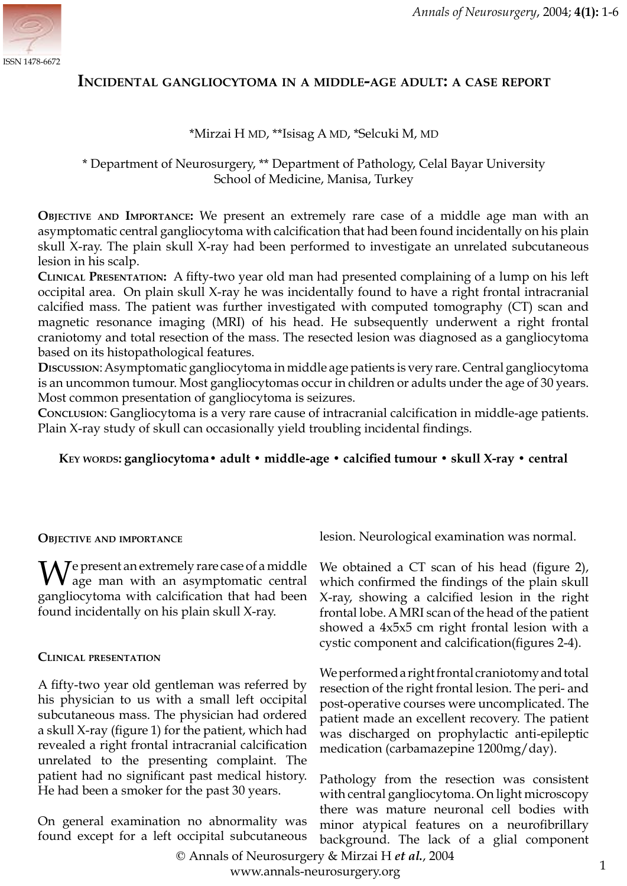ISSN 1478-6672

# Incidental gangliocytoma in a middle-age adult: a case report

*Mirzai H MD, **Isisag A MD, *Selcuki M, MD

* Department of Neurosurgery, ** Department of Pathology, Celal Bayar University School of Medicine, Manisa, Turkey

**Objective and Importance:** We present an extremely rare case of a middle age man with an asymptomatic central gangliocytoma with calcification that had been found incidentally on his plain skull X-ray. The plain skull X-ray had been performed to investigate an unrelated subcutaneous lesion in his scalp.

**Clinical Presentation:** A fifty-two year old man had presented complaining of a lump on his left occipital area. On plain skull X-ray he was incidentally found to have a right frontal intracranial calcified mass. The patient was further investigated with computed tomography (CT) scan and magnetic resonance imaging (MRI) of his head. He subsequently underwent a right frontal craniotomy and total resection of the mass. The resected lesion was diagnosed as a gangliocytoma based on its histopathological features.

**Discussion**: Asymptomatic gangliocytoma in middle age patients is very rare. Central gangliocytoma is an uncommon tumour. Most gangliocytomas occur in children or adults under the age of 30 years. Most common presentation of gangliocytoma is seizures.

**Conclusion**: Gangliocytoma is a very rare cause of intracranial calcification in middle-age patients. Plain X-ray study of skull can occasionally yield troubling incidental findings.

**Key words: gangliocytoma • adult • middle-age • calcified tumour • skull X-ray • central**

## Objective and importance

We present an extremely rare case of a middle age man with an asymptomatic central gangliocytoma with calcification that had been found incidentally on his plain skull X-ray.

## Clinical presentation

A fifty-two year old gentleman was referred by his physician to us with a small left occipital subcutaneous mass. The physician had ordered a skull X-ray (figure 1) for the patient, which had revealed a right frontal intracranial calcification unrelated to the presenting complaint. The patient had no significant past medical history. He had been a smoker for the past 30 years.

On general examination no abnormality was found except for a left occipital subcutaneous lesion. Neurological examination was normal.

We obtained a CT scan of his head (figure 2), which confirmed the findings of the plain skull X-ray, showing a calcified lesion in the right frontal lobe. A MRI scan of the head of the patient showed a 4x5x5 cm right frontal lesion with a cystic component and calcification(figures 2-4).

We performed a right frontal craniotomy and total resection of the right frontal lesion. The peri- and post-operative courses were uncomplicated. The patient made an excellent recovery. The patient was discharged on prophylactic anti-epileptic medication (carbamazepine 1200mg/day).

Pathology from the resection was consistent with central gangliocytoma. On light microscopy there was mature neuronal cell bodies with minor atypical features on a neurofibrillary background. The lack of a glial component

© Annals of Neurosurgery & Mirzai H *et al.*, 2004
www.annals-neurosurgery.org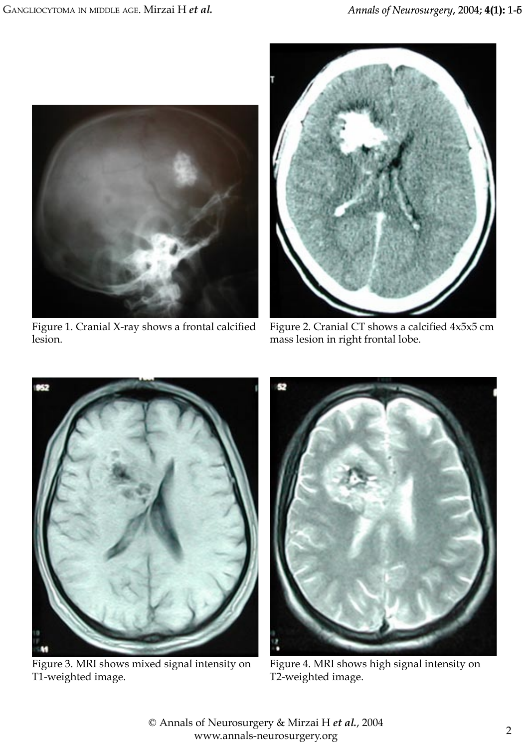Figure 1. Cranial X-ray shows a frontal calcified lesion.

Figure 2. Cranial CT shows a calcified 4x5x5 cm mass lesion in right frontal lobe.

Figure 3. MRI shows mixed signal intensity on T1-weighted image.

Figure 4. MRI shows high signal intensity on T2-weighted image.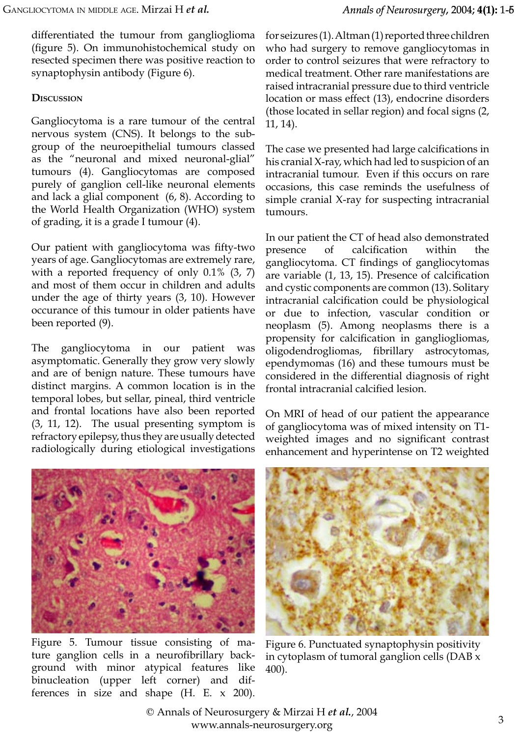differentiated the tumour from ganglioglioma (figure 5). On immunohistochemical study on resected specimen there was positive reaction to synaptophysin antibody (Figure 6).

## Discussion

Gangliocytoma is a rare tumour of the central nervous system (CNS). It belongs to the subgroup of the neuroepithelial tumours classed as the "neuronal and mixed neuronal-glial" tumours (4). Gangliocytomas are composed purely of ganglion cell-like neuronal elements and lack a glial component (6, 8). According to the World Health Organization (WHO) system of grading, it is a grade I tumour (4).

Our patient with gangliocytoma was fifty-two years of age. Gangliocytomas are extremely rare, with a reported frequency of only 0.1% (3, 7) and most of them occur in children and adults under the age of thirty years (3, 10). However occurance of this tumour in older patients have been reported (9).

The gangliocytoma in our patient was asymptomatic. Generally they grow very slowly and are of benign nature. These tumours have distinct margins. A common location is in the temporal lobes, but sellar, pineal, third ventricle and frontal locations have also been reported (3, 11, 12). The usual presenting symptom is refractory epilepsy, thus they are usually detected radiologically during etiological investigations for seizures (1). Altman (1) reported three children who had surgery to remove gangliocytomas in order to control seizures that were refractory to medical treatment. Other rare manifestations are raised intracranial pressure due to third ventricle location or mass effect (13), endocrine disorders (those located in sellar region) and focal signs (2, 11, 14).

The case we presented had large calcifications in his cranial X-ray, which had led to suspicion of an intracranial tumour. Even if this occurs on rare occasions, this case reminds the usefulness of simple cranial X-ray for suspecting intracranial tumours.

In our patient the CT of head also demonstrated presence of calcification within the gangliocytoma. CT findings of gangliocytomas are variable (1, 13, 15). Presence of calcification and cystic components are common (13). Solitary intracranial calcification could be physiological or due to infection, vascular condition or neoplasm (5). Among neoplasms there is a propensity for calcification in gangliogliomas, oligodendrogliomas, fibrillary astrocytomas, ependymomas (16) and these tumours must be considered in the differential diagnosis of right frontal intracranial calcified lesion.

On MRI of head of our patient the appearance of gangliocytoma was of mixed intensity on T1-weighted images and no significant contrast enhancement and hyperintense on T2 weighted

Figure 5. Tumour tissue consisting of mature ganglion cells in a neurofibrillary background with minor atypical features like binucleation (upper left corner) and differences in size and shape (H. E. x 200).

Figure 6. Punctuated synaptophysin positivity in cytoplasm of tumoral ganglion cells (DAB x 400).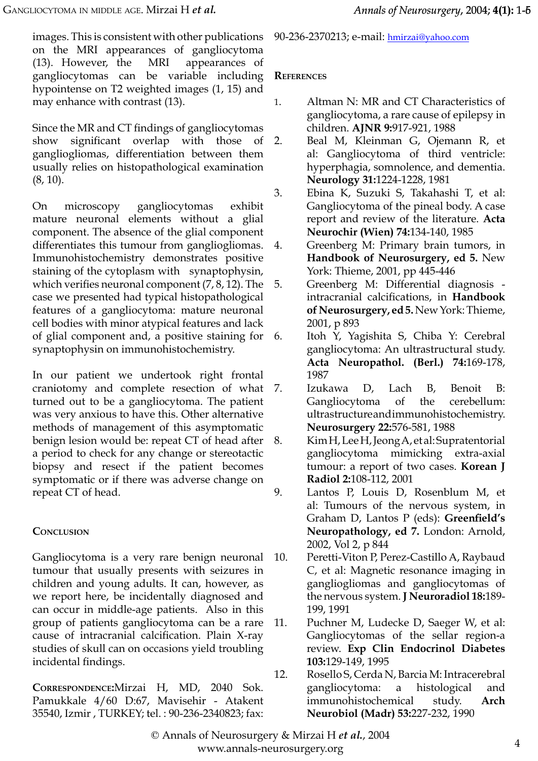images. This is consistent with other publications on the MRI appearances of gangliocytoma (13). However, the MRI appearances of gangliocytomas can be variable including hypointense on T2 weighted images (1, 15) and may enhance with contrast (13).

Since the MR and CT findings of gangliocytomas show significant overlap with those of gangliogliomas, differentiation between them usually relies on histopathological examination (8, 10).

On microscopy gangliocytomas exhibit mature neuronal elements without a glial component. The absence of the glial component differentiates this tumour from gangliogliomas. Immunohistochemistry demonstrates positive staining of the cytoplasm with synaptophysin, which verifies neuronal component (7, 8, 12). The case we presented had typical histopathological features of a gangliocytoma: mature neuronal cell bodies with minor atypical features and lack of glial component and, a positive staining for synaptophysin on immunohistochemistry.

In our patient we undertook right frontal craniotomy and complete resection of what turned out to be a gangliocytoma. The patient was very anxious to have this. Other alternative methods of management of this asymptomatic benign lesion would be: repeat CT of head after a period to check for any change or stereotactic biopsy and resect if the patient becomes symptomatic or if there was adverse change on repeat CT of head.

## Conclusion

Gangliocytoma is a very rare benign neuronal tumour that usually presents with seizures in children and young adults. It can, however, as we report here, be incidentally diagnosed and can occur in middle-age patients. Also in this group of patients gangliocytoma can be a rare cause of intracranial calcification. Plain X-ray studies of skull can on occasions yield troubling incidental findings.

**Correspondence:** Mirzai H, MD, 2040 Sok. Pamukkale 4/60 D:67, Mavisehir - Atakent 35540, Izmir , TURKEY; tel. : 90-236-2340823; fax: 90-236-2370213; e-mail: hmirzai@yahoo.com

## References

1. Altman N: MR and CT Characteristics of gangliocytoma, a rare cause of epilepsy in children. **AJNR 9:**917-921, 1988
2. Beal M, Kleinman G, Ojemann R, et al: Gangliocytoma of third ventricle: hyperphagia, somnolence, and dementia. **Neurology 31:**1224-1228, 1981
3. Ebina K, Suzuki S, Takahashi T, et al: Gangliocytoma of the pineal body. A case report and review of the literature. **Acta Neurochir (Wien) 74:**134-140, 1985
4. Greenberg M: Primary brain tumors, in **Handbook of Neurosurgery, ed 5.** New York: Thieme, 2001, pp 445-446
5. Greenberg M: Differential diagnosis - intracranial calcifications, in **Handbook of Neurosurgery, ed 5.** New York: Thieme, 2001, p 893
6. Itoh Y, Yagishita S, Chiba Y: Cerebral gangliocytoma: An ultrastructural study. **Acta Neuropathol. (Berl.) 74:**169-178, 1987
7. Izukawa D, Lach B, Benoit B: Gangliocytoma of the cerebellum: ultrastructure and immunohistochemistry. **Neurosurgery 22:**576-581, 1988
8. Kim H, Lee H, Jeong A, et al: Supratentorial gangliocytoma mimicking extra-axial tumour: a report of two cases. **Korean J Radiol 2:**108-112, 2001
9. Lantos P, Louis D, Rosenblum M, et al: Tumours of the nervous system, in Graham D, Lantos P (eds): **Greenfield's Neuropathology, ed 7.** London: Arnold, 2002, Vol 2, p 844
10. Peretti-Viton P, Perez-Castillo A, Raybaud C, et al: Magnetic resonance imaging in gangliogliomas and gangliocytomas of the nervous system. **J Neuroradiol 18:**189-199, 1991
11. Puchner M, Ludecke D, Saeger W, et al: Gangliocytomas of the sellar region-a review. **Exp Clin Endocrinol Diabetes 103:**129-149, 1995
12. Rosello S, Cerda N, Barcia M: Intracerebral gangliocytoma: a histological and immunohistochemical study. **Arch Neurobiol (Madr) 53:**227-232, 1990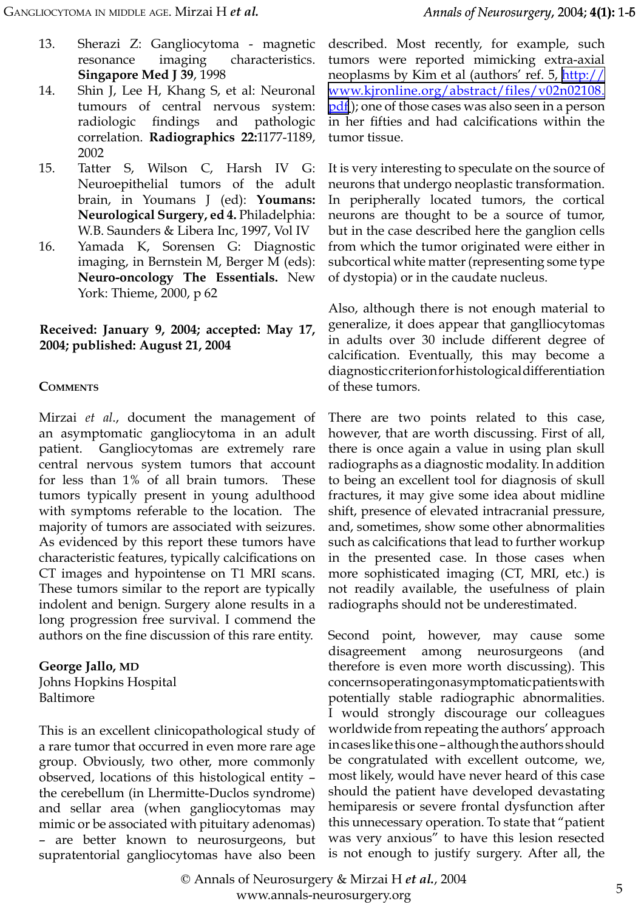13. Sherazi Z: Gangliocytoma - magnetic resonance imaging characteristics. **Singapore Med J 39**, 1998
14. Shin J, Lee H, Khang S, et al: Neuronal tumours of central nervous system: radiologic findings and pathologic correlation. **Radiographics 22:**1177-1189, 2002
15. Tatter S, Wilson C, Harsh IV G: Neuroepithelial tumors of the adult brain, in Youmans J (ed): **Youmans: Neurological Surgery, ed 4.** Philadelphia: W.B. Saunders & Libera Inc, 1997, Vol IV
16. Yamada K, Sorensen G: Diagnostic imaging, in Bernstein M, Berger M (eds): **Neuro-oncology The Essentials.** New York: Thieme, 2000, p 62

**Received: January 9, 2004; accepted: May 17, 2004; published: August 21, 2004**

## Comments

Mirzai *et al.*, document the management of an asymptomatic gangliocytoma in an adult patient. Gangliocytomas are extremely rare central nervous system tumors that account for less than 1% of all brain tumors. These tumors typically present in young adulthood with symptoms referable to the location. The majority of tumors are associated with seizures. As evidenced by this report these tumors have characteristic features, typically calcifications on CT images and hypointense on T1 MRI scans. These tumors similar to the report are typically indolent and benign. Surgery alone results in a long progression free survival. I commend the authors on the fine discussion of this rare entity.

**George Jallo, MD**
Johns Hopkins Hospital
Baltimore

This is an excellent clinicopathological study of a rare tumor that occurred in even more rare age group. Obviously, two other, more commonly observed, locations of this histological entity – the cerebellum (in Lhermitte-Duclos syndrome) and sellar area (when gangliocytomas may mimic or be associated with pituitary adenomas) – are better known to neurosurgeons, but supratentorial gangliocytomas have also been described. Most recently, for example, such tumors were reported mimicking extra-axial neoplasms by Kim et al (authors' ref. 5, http://www.kjronline.org/abstract/files/v02n02108.pdf); one of those cases was also seen in a person in her fifties and had calcifications within the tumor tissue.

It is very interesting to speculate on the source of neurons that undergo neoplastic transformation. In peripherally located tumors, the cortical neurons are thought to be a source of tumor, but in the case described here the ganglion cells from which the tumor originated were either in subcortical white matter (representing some type of dystopia) or in the caudate nucleus.

Also, although there is not enough material to generalize, it does appear that ganglliocytomas in adults over 30 include different degree of calcification. Eventually, this may become a diagnostic criterion for histological differentiation of these tumors.

There are two points related to this case, however, that are worth discussing. First of all, there is once again a value in using plan skull radiographs as a diagnostic modality. In addition to being an excellent tool for diagnosis of skull fractures, it may give some idea about midline shift, presence of elevated intracranial pressure, and, sometimes, show some other abnormalities such as calcifications that lead to further workup in the presented case. In those cases when more sophisticated imaging (CT, MRI, etc.) is not readily available, the usefulness of plain radiographs should not be underestimated.

Second point, however, may cause some disagreement among neurosurgeons (and therefore is even more worth discussing). This concerns operating on asymptomatic patients with potentially stable radiographic abnormalities. I would strongly discourage our colleagues worldwide from repeating the authors' approach in cases like this one – although the authors should be congratulated with excellent outcome, we, most likely, would have never heard of this case should the patient have developed devastating hemiparesis or severe frontal dysfunction after this unnecessary operation. To state that "patient was very anxious" to have this lesion resected is not enough to justify surgery. After all, the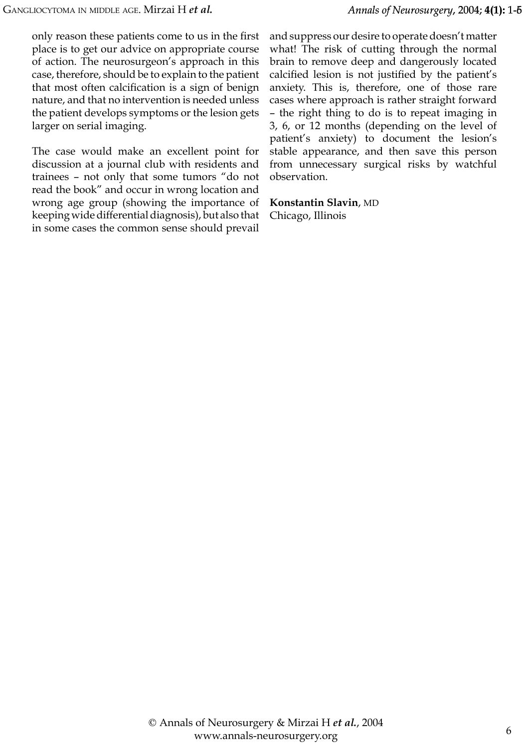only reason these patients come to us in the first place is to get our advice on appropriate course of action. The neurosurgeon's approach in this case, therefore, should be to explain to the patient that most often calcification is a sign of benign nature, and that no intervention is needed unless the patient develops symptoms or the lesion gets larger on serial imaging.

The case would make an excellent point for discussion at a journal club with residents and trainees – not only that some tumors "do not read the book" and occur in wrong location and wrong age group (showing the importance of keeping wide differential diagnosis), but also that in some cases the common sense should prevail and suppress our desire to operate doesn't matter what! The risk of cutting through the normal brain to remove deep and dangerously located calcified lesion is not justified by the patient's anxiety. This is, therefore, one of those rare cases where approach is rather straight forward – the right thing to do is to repeat imaging in 3, 6, or 12 months (depending on the level of patient's anxiety) to document the lesion's stable appearance, and then save this person from unnecessary surgical risks by watchful observation.

**Konstantin Slavin**, MD
Chicago, Illinois